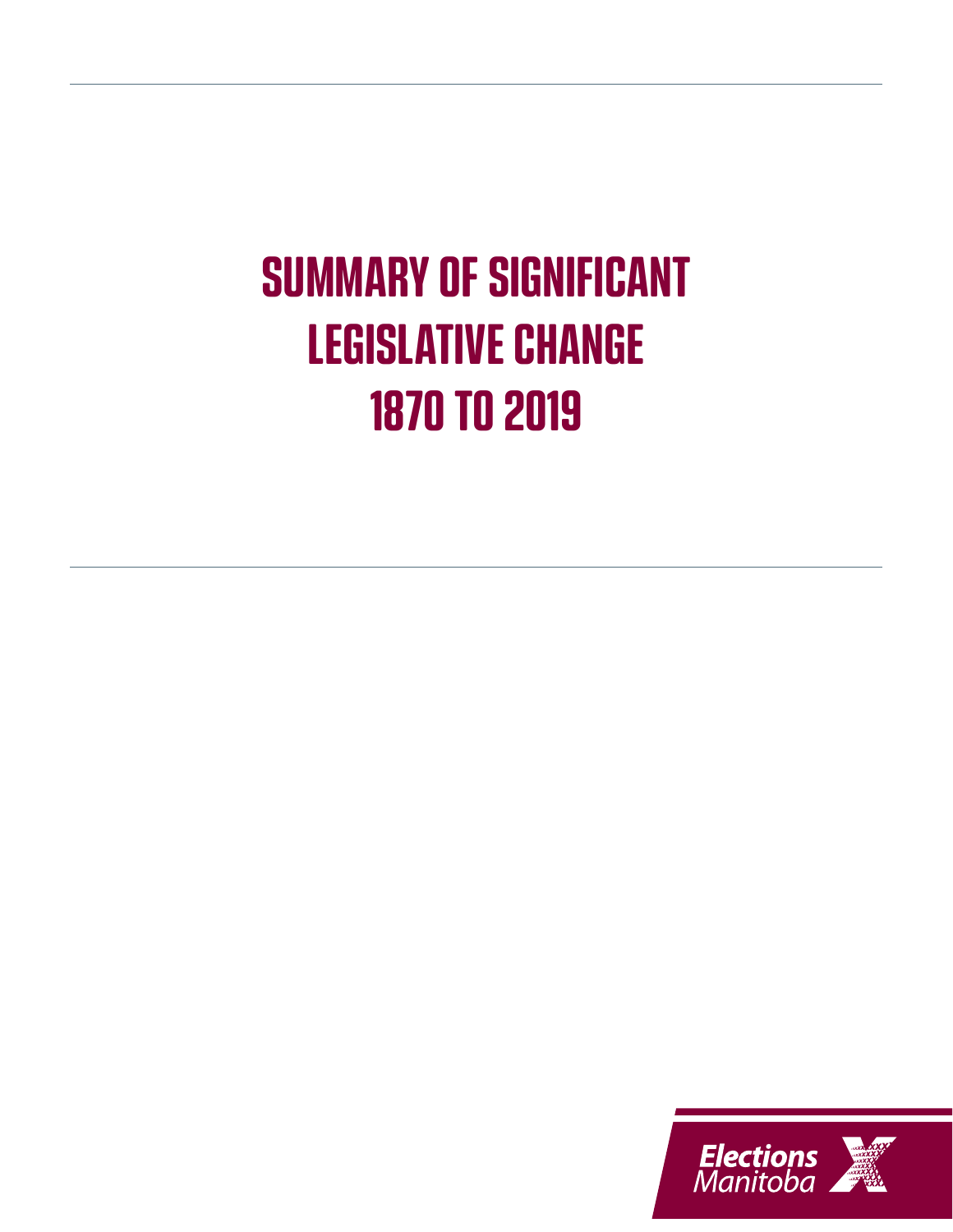# SUMMARY OF SIGNIFICANT LEGISLATIVE CHANGE 1870 TO 2019

Elections Manitoba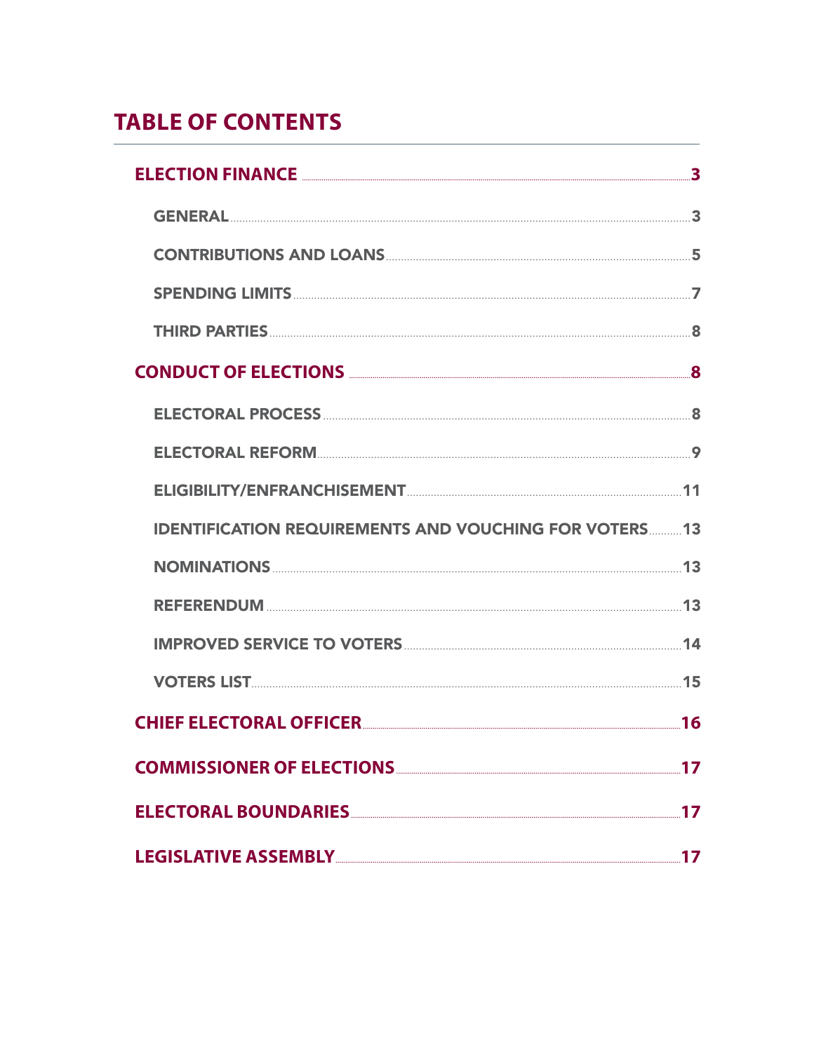# TABLE OF CONTENTS

- **ELECTION FINANCE** .......... 3
  - GENERAL .......... 3
  - CONTRIBUTIONS AND LOANS .......... 5
  - SPENDING LIMITS .......... 7
  - THIRD PARTIES .......... 8
- **CONDUCT OF ELECTIONS** .......... 8
  - ELECTORAL PROCESS .......... 8
  - ELECTORAL REFORM .......... 9
  - ELIGIBILITY/ENFRANCHISEMENT .......... 11
  - IDENTIFICATION REQUIREMENTS AND VOUCHING FOR VOTERS .......... 13
  - NOMINATIONS .......... 13
  - REFERENDUM .......... 13
  - IMPROVED SERVICE TO VOTERS .......... 14
  - VOTERS LIST .......... 15
- **CHIEF ELECTORAL OFFICER** .......... 16
- **COMMISSIONER OF ELECTIONS** .......... 17
- **ELECTORAL BOUNDARIES** .......... 17
- **LEGISLATIVE ASSEMBLY** .......... 17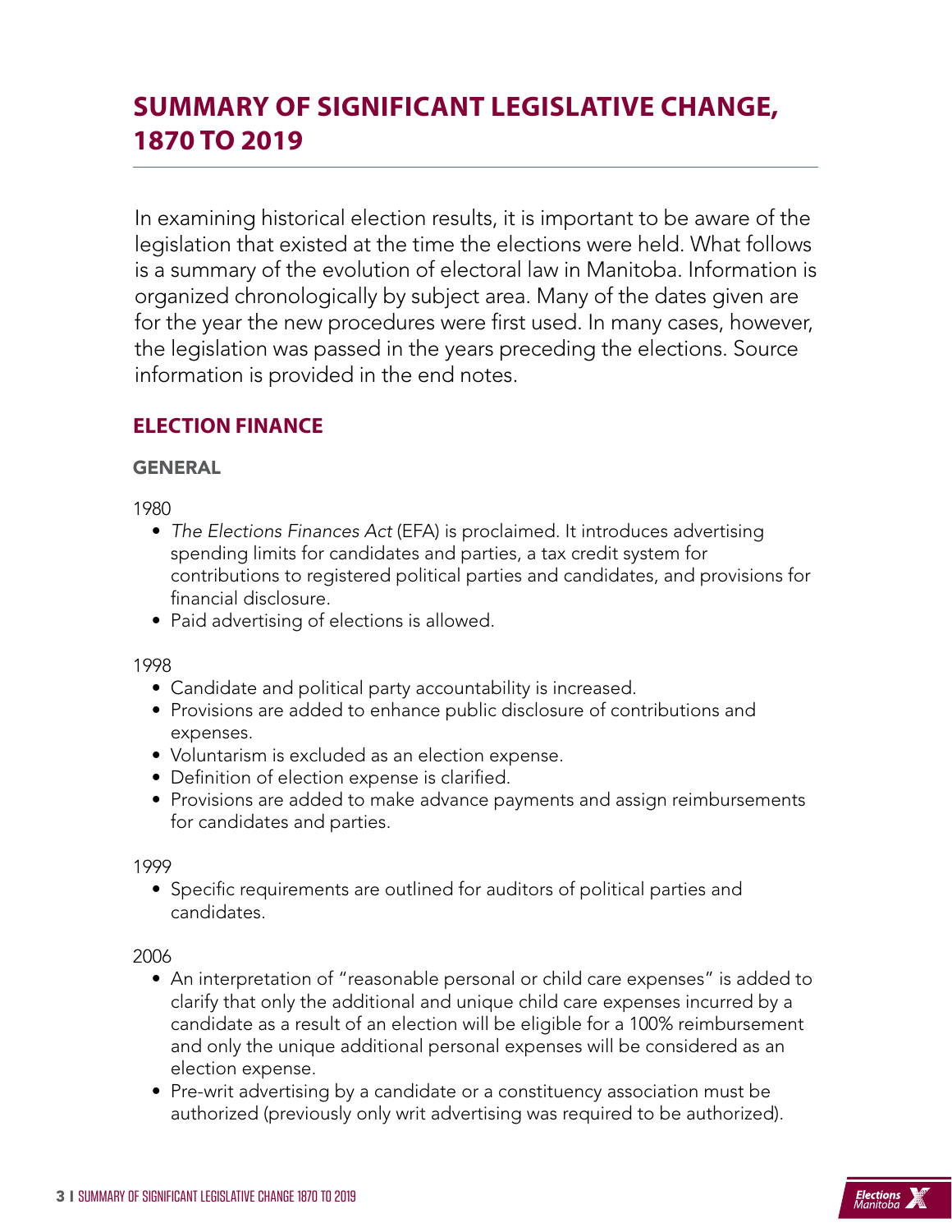# SUMMARY OF SIGNIFICANT LEGISLATIVE CHANGE, 1870 TO 2019

In examining historical election results, it is important to be aware of the legislation that existed at the time the elections were held. What follows is a summary of the evolution of electoral law in Manitoba. Information is organized chronologically by subject area. Many of the dates given are for the year the new procedures were first used. In many cases, however, the legislation was passed in the years preceding the elections. Source information is provided in the end notes.

## ELECTION FINANCE

### GENERAL

1980

- *The Elections Finances Act* (EFA) is proclaimed. It introduces advertising spending limits for candidates and parties, a tax credit system for contributions to registered political parties and candidates, and provisions for financial disclosure.
- Paid advertising of elections is allowed.

1998

- Candidate and political party accountability is increased.
- Provisions are added to enhance public disclosure of contributions and expenses.
- Voluntarism is excluded as an election expense.
- Definition of election expense is clarified.
- Provisions are added to make advance payments and assign reimbursements for candidates and parties.

1999

- Specific requirements are outlined for auditors of political parties and candidates.

2006

- An interpretation of "reasonable personal or child care expenses" is added to clarify that only the additional and unique child care expenses incurred by a candidate as a result of an election will be eligible for a 100% reimbursement and only the unique additional personal expenses will be considered as an election expense.
- Pre-writ advertising by a candidate or a constituency association must be authorized (previously only writ advertising was required to be authorized).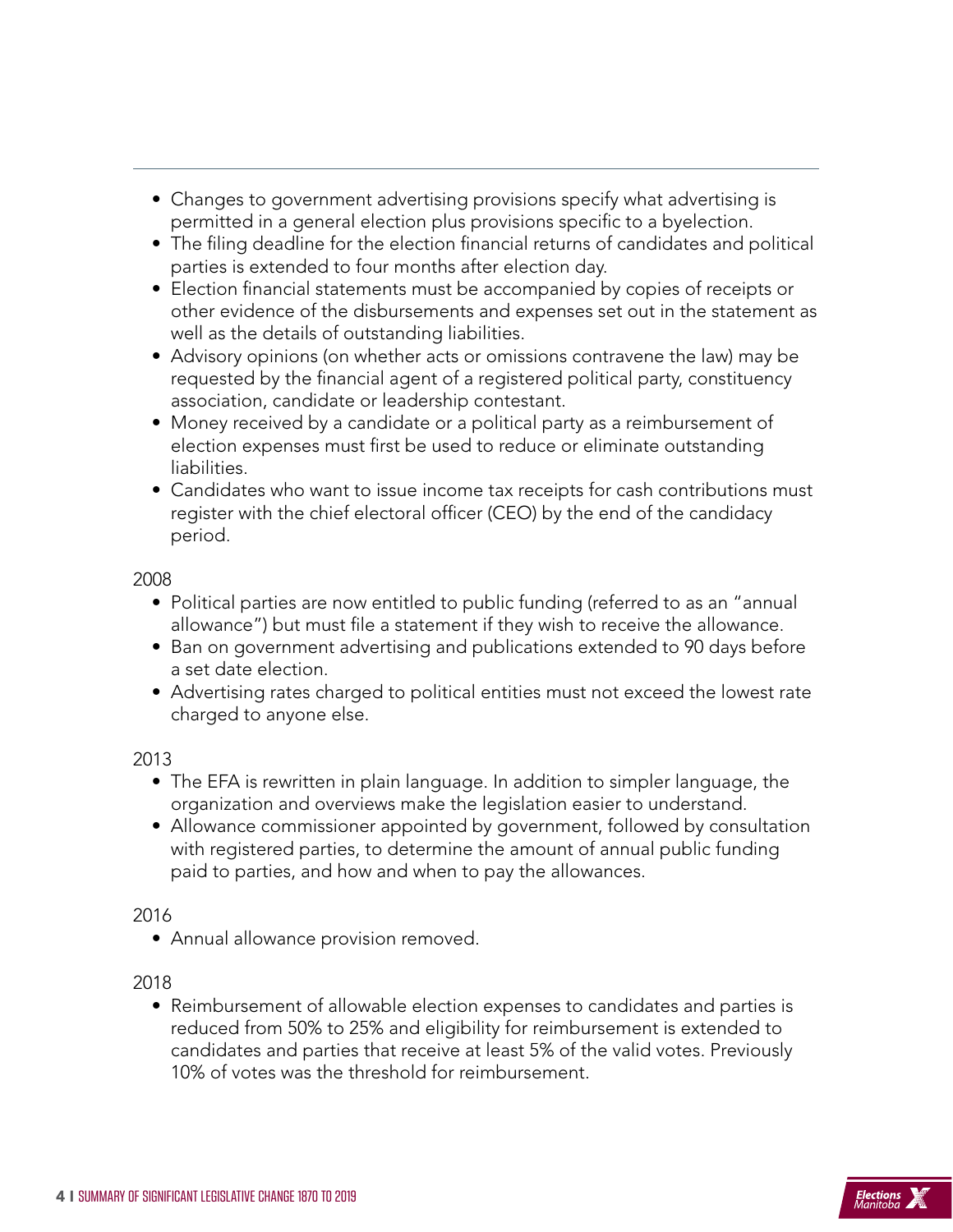- Changes to government advertising provisions specify what advertising is permitted in a general election plus provisions specific to a byelection.
- The filing deadline for the election financial returns of candidates and political parties is extended to four months after election day.
- Election financial statements must be accompanied by copies of receipts or other evidence of the disbursements and expenses set out in the statement as well as the details of outstanding liabilities.
- Advisory opinions (on whether acts or omissions contravene the law) may be requested by the financial agent of a registered political party, constituency association, candidate or leadership contestant.
- Money received by a candidate or a political party as a reimbursement of election expenses must first be used to reduce or eliminate outstanding liabilities.
- Candidates who want to issue income tax receipts for cash contributions must register with the chief electoral officer (CEO) by the end of the candidacy period.

2008

- Political parties are now entitled to public funding (referred to as an "annual allowance") but must file a statement if they wish to receive the allowance.
- Ban on government advertising and publications extended to 90 days before a set date election.
- Advertising rates charged to political entities must not exceed the lowest rate charged to anyone else.

2013

- The EFA is rewritten in plain language. In addition to simpler language, the organization and overviews make the legislation easier to understand.
- Allowance commissioner appointed by government, followed by consultation with registered parties, to determine the amount of annual public funding paid to parties, and how and when to pay the allowances.

2016

- Annual allowance provision removed.

2018

- Reimbursement of allowable election expenses to candidates and parties is reduced from 50% to 25% and eligibility for reimbursement is extended to candidates and parties that receive at least 5% of the valid votes. Previously 10% of votes was the threshold for reimbursement.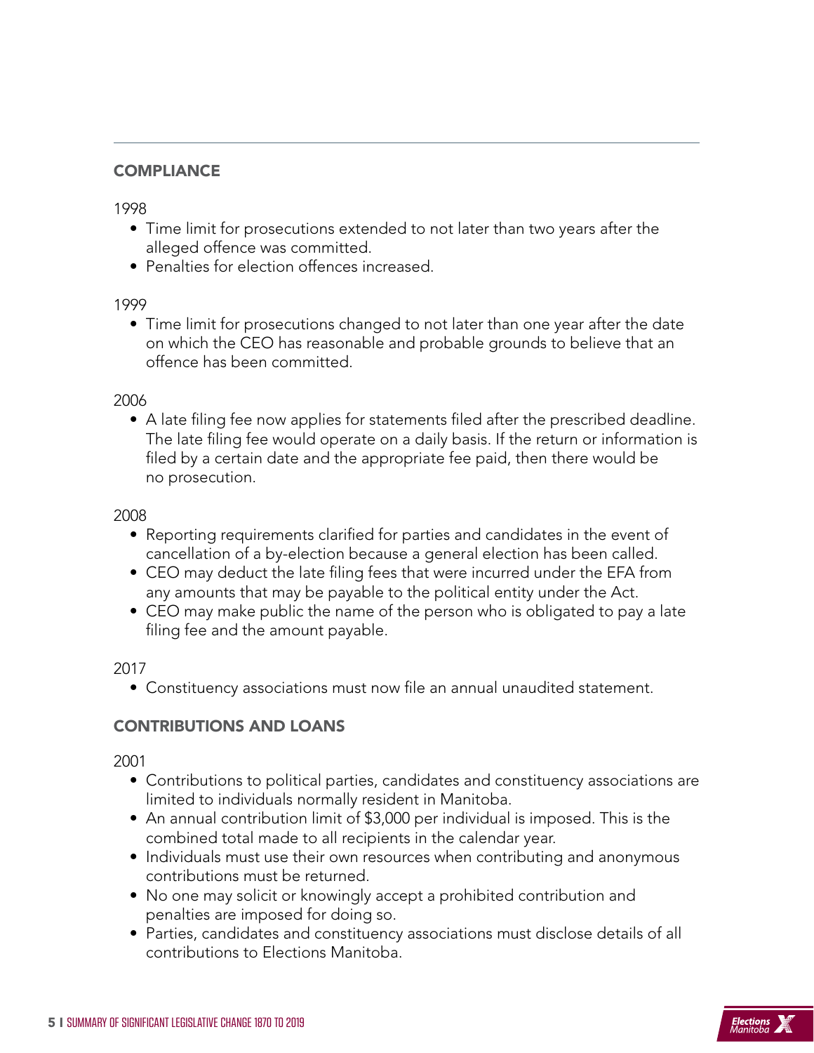## COMPLIANCE

1998

- Time limit for prosecutions extended to not later than two years after the alleged offence was committed.
- Penalties for election offences increased.

1999

- Time limit for prosecutions changed to not later than one year after the date on which the CEO has reasonable and probable grounds to believe that an offence has been committed.

2006

- A late filing fee now applies for statements filed after the prescribed deadline. The late filing fee would operate on a daily basis. If the return or information is filed by a certain date and the appropriate fee paid, then there would be no prosecution.

2008

- Reporting requirements clarified for parties and candidates in the event of cancellation of a by-election because a general election has been called.
- CEO may deduct the late filing fees that were incurred under the EFA from any amounts that may be payable to the political entity under the Act.
- CEO may make public the name of the person who is obligated to pay a late filing fee and the amount payable.

2017

- Constituency associations must now file an annual unaudited statement.

## CONTRIBUTIONS AND LOANS

2001

- Contributions to political parties, candidates and constituency associations are limited to individuals normally resident in Manitoba.
- An annual contribution limit of $3,000 per individual is imposed. This is the combined total made to all recipients in the calendar year.
- Individuals must use their own resources when contributing and anonymous contributions must be returned.
- No one may solicit or knowingly accept a prohibited contribution and penalties are imposed for doing so.
- Parties, candidates and constituency associations must disclose details of all contributions to Elections Manitoba.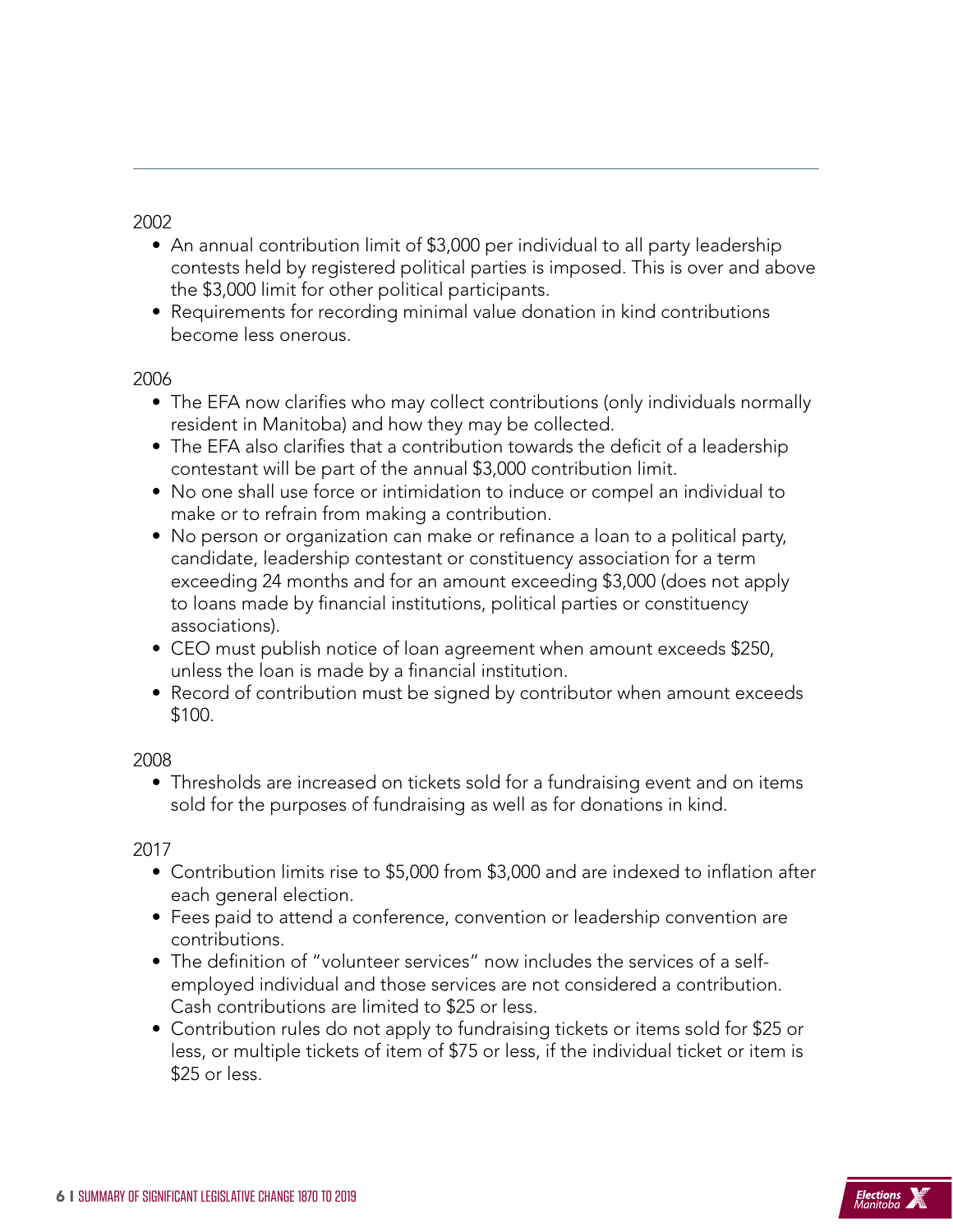2002

- An annual contribution limit of $3,000 per individual to all party leadership contests held by registered political parties is imposed. This is over and above the $3,000 limit for other political participants.
- Requirements for recording minimal value donation in kind contributions become less onerous.

2006

- The EFA now clarifies who may collect contributions (only individuals normally resident in Manitoba) and how they may be collected.
- The EFA also clarifies that a contribution towards the deficit of a leadership contestant will be part of the annual $3,000 contribution limit.
- No one shall use force or intimidation to induce or compel an individual to make or to refrain from making a contribution.
- No person or organization can make or refinance a loan to a political party, candidate, leadership contestant or constituency association for a term exceeding 24 months and for an amount exceeding $3,000 (does not apply to loans made by financial institutions, political parties or constituency associations).
- CEO must publish notice of loan agreement when amount exceeds $250, unless the loan is made by a financial institution.
- Record of contribution must be signed by contributor when amount exceeds $100.

2008

- Thresholds are increased on tickets sold for a fundraising event and on items sold for the purposes of fundraising as well as for donations in kind.

2017

- Contribution limits rise to $5,000 from $3,000 and are indexed to inflation after each general election.
- Fees paid to attend a conference, convention or leadership convention are contributions.
- The definition of "volunteer services" now includes the services of a self-employed individual and those services are not considered a contribution. Cash contributions are limited to $25 or less.
- Contribution rules do not apply to fundraising tickets or items sold for $25 or less, or multiple tickets of item of $75 or less, if the individual ticket or item is $25 or less.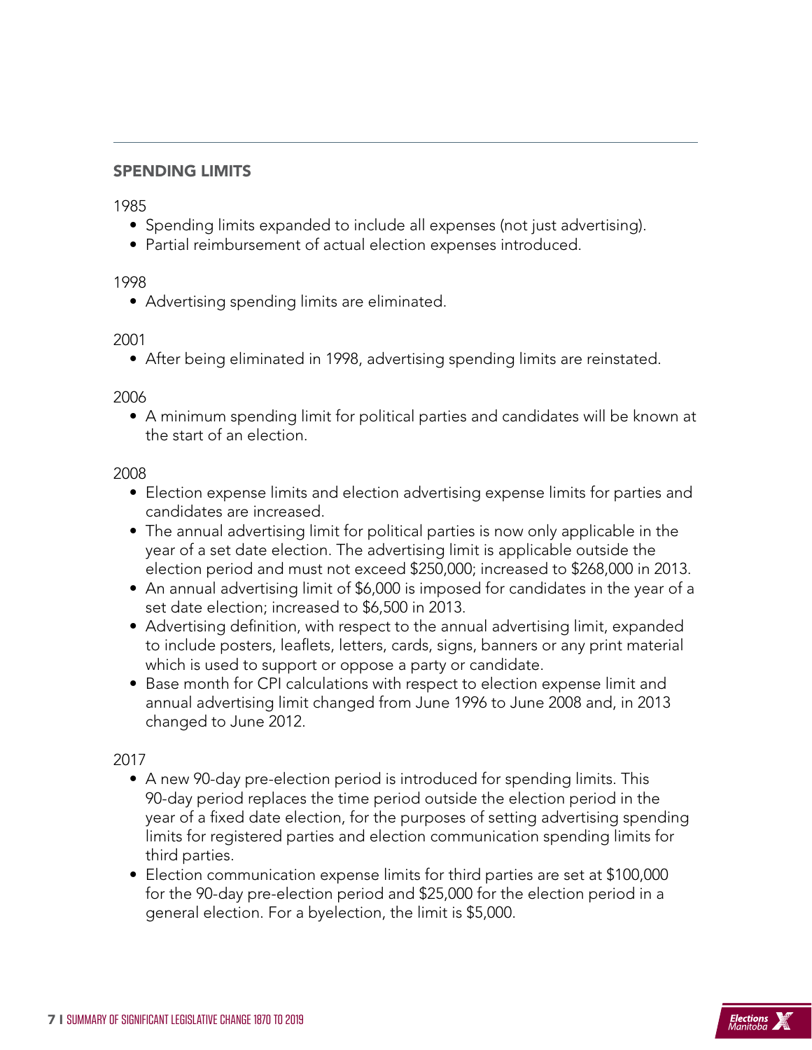## SPENDING LIMITS

1985

- Spending limits expanded to include all expenses (not just advertising).
- Partial reimbursement of actual election expenses introduced.

1998

- Advertising spending limits are eliminated.

2001

- After being eliminated in 1998, advertising spending limits are reinstated.

2006

- A minimum spending limit for political parties and candidates will be known at the start of an election.

2008

- Election expense limits and election advertising expense limits for parties and candidates are increased.
- The annual advertising limit for political parties is now only applicable in the year of a set date election. The advertising limit is applicable outside the election period and must not exceed $250,000; increased to $268,000 in 2013.
- An annual advertising limit of $6,000 is imposed for candidates in the year of a set date election; increased to $6,500 in 2013.
- Advertising definition, with respect to the annual advertising limit, expanded to include posters, leaflets, letters, cards, signs, banners or any print material which is used to support or oppose a party or candidate.
- Base month for CPI calculations with respect to election expense limit and annual advertising limit changed from June 1996 to June 2008 and, in 2013 changed to June 2012.

2017

- A new 90-day pre-election period is introduced for spending limits. This 90-day period replaces the time period outside the election period in the year of a fixed date election, for the purposes of setting advertising spending limits for registered parties and election communication spending limits for third parties.
- Election communication expense limits for third parties are set at $100,000 for the 90-day pre-election period and $25,000 for the election period in a general election. For a byelection, the limit is $5,000.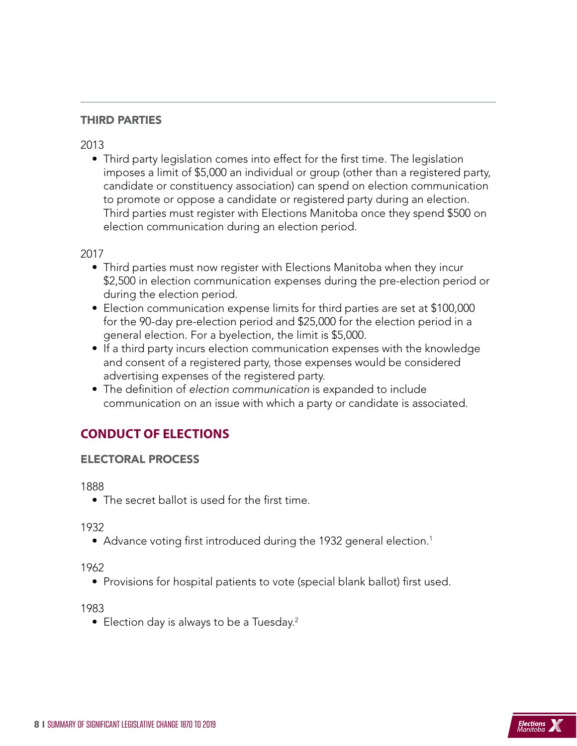### THIRD PARTIES

2013

- Third party legislation comes into effect for the first time. The legislation imposes a limit of $5,000 an individual or group (other than a registered party, candidate or constituency association) can spend on election communication to promote or oppose a candidate or registered party during an election. Third parties must register with Elections Manitoba once they spend $500 on election communication during an election period.

2017

- Third parties must now register with Elections Manitoba when they incur $2,500 in election communication expenses during the pre-election period or during the election period.
- Election communication expense limits for third parties are set at $100,000 for the 90-day pre-election period and $25,000 for the election period in a general election. For a byelection, the limit is $5,000.
- If a third party incurs election communication expenses with the knowledge and consent of a registered party, those expenses would be considered advertising expenses of the registered party.
- The definition of *election communication* is expanded to include communication on an issue with which a party or candidate is associated.

## CONDUCT OF ELECTIONS

### ELECTORAL PROCESS

1888

- The secret ballot is used for the first time.

1932

- Advance voting first introduced during the 1932 general election.[1]

1962

- Provisions for hospital patients to vote (special blank ballot) first used.

1983

- Election day is always to be a Tuesday.[2]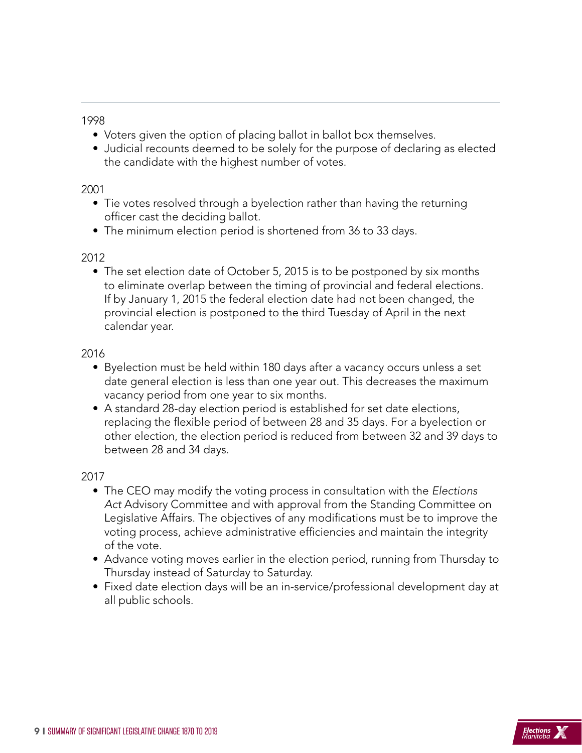1998

- Voters given the option of placing ballot in ballot box themselves.
- Judicial recounts deemed to be solely for the purpose of declaring as elected the candidate with the highest number of votes.

2001

- Tie votes resolved through a byelection rather than having the returning officer cast the deciding ballot.
- The minimum election period is shortened from 36 to 33 days.

2012

- The set election date of October 5, 2015 is to be postponed by six months to eliminate overlap between the timing of provincial and federal elections. If by January 1, 2015 the federal election date had not been changed, the provincial election is postponed to the third Tuesday of April in the next calendar year.

2016

- Byelection must be held within 180 days after a vacancy occurs unless a set date general election is less than one year out. This decreases the maximum vacancy period from one year to six months.
- A standard 28-day election period is established for set date elections, replacing the flexible period of between 28 and 35 days. For a byelection or other election, the election period is reduced from between 32 and 39 days to between 28 and 34 days.

2017

- The CEO may modify the voting process in consultation with the *Elections Act* Advisory Committee and with approval from the Standing Committee on Legislative Affairs. The objectives of any modifications must be to improve the voting process, achieve administrative efficiencies and maintain the integrity of the vote.
- Advance voting moves earlier in the election period, running from Thursday to Thursday instead of Saturday to Saturday.
- Fixed date election days will be an in-service/professional development day at all public schools.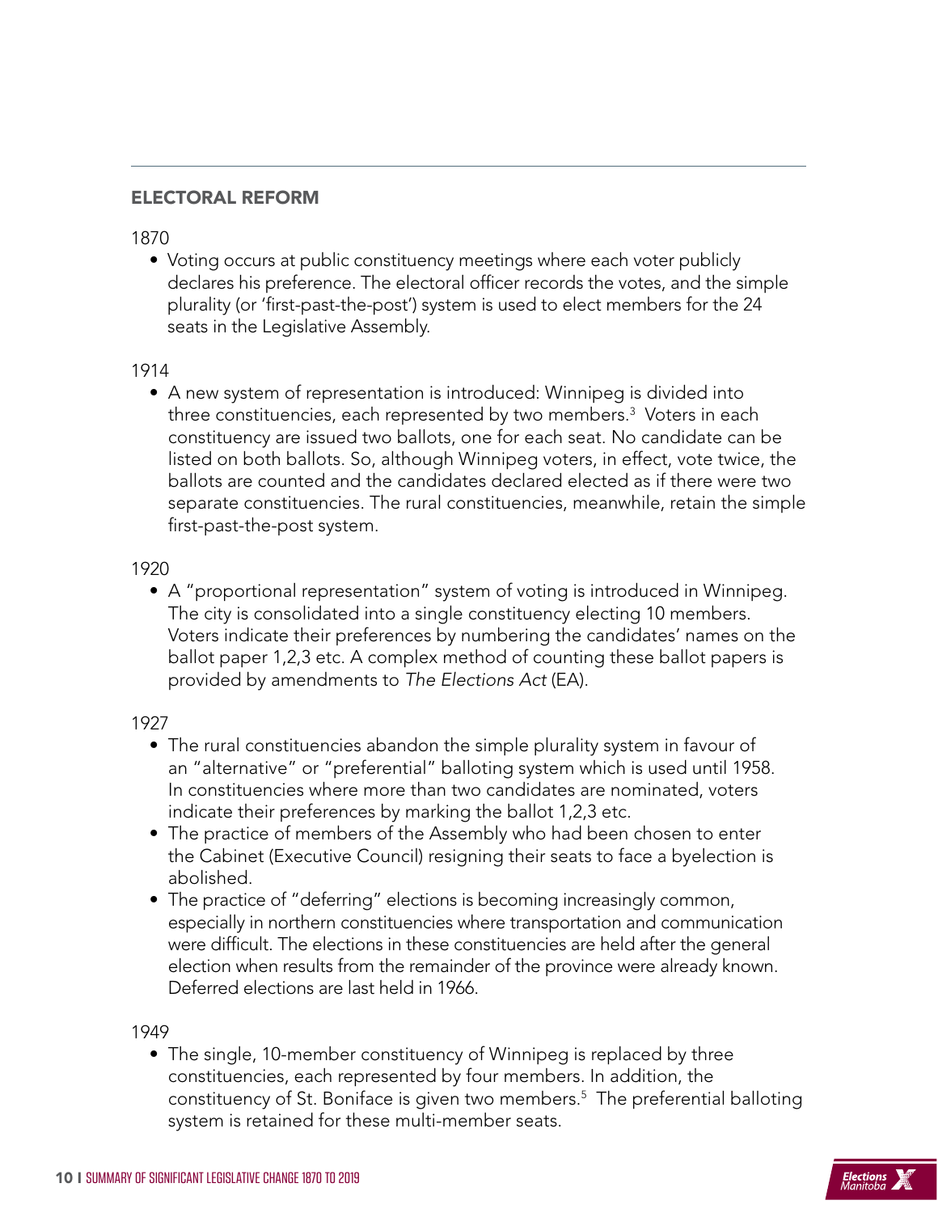## ELECTORAL REFORM

1870

- Voting occurs at public constituency meetings where each voter publicly declares his preference. The electoral officer records the votes, and the simple plurality (or 'first-past-the-post') system is used to elect members for the 24 seats in the Legislative Assembly.

1914

- A new system of representation is introduced: Winnipeg is divided into three constituencies, each represented by two members.[3] Voters in each constituency are issued two ballots, one for each seat. No candidate can be listed on both ballots. So, although Winnipeg voters, in effect, vote twice, the ballots are counted and the candidates declared elected as if there were two separate constituencies. The rural constituencies, meanwhile, retain the simple first-past-the-post system.

1920

- A "proportional representation" system of voting is introduced in Winnipeg. The city is consolidated into a single constituency electing 10 members. Voters indicate their preferences by numbering the candidates' names on the ballot paper 1,2,3 etc. A complex method of counting these ballot papers is provided by amendments to *The Elections Act* (EA).

1927

- The rural constituencies abandon the simple plurality system in favour of an "alternative" or "preferential" balloting system which is used until 1958. In constituencies where more than two candidates are nominated, voters indicate their preferences by marking the ballot 1,2,3 etc.
- The practice of members of the Assembly who had been chosen to enter the Cabinet (Executive Council) resigning their seats to face a byelection is abolished.
- The practice of "deferring" elections is becoming increasingly common, especially in northern constituencies where transportation and communication were difficult. The elections in these constituencies are held after the general election when results from the remainder of the province were already known. Deferred elections are last held in 1966.

1949

- The single, 10-member constituency of Winnipeg is replaced by three constituencies, each represented by four members. In addition, the constituency of St. Boniface is given two members.[5] The preferential balloting system is retained for these multi-member seats.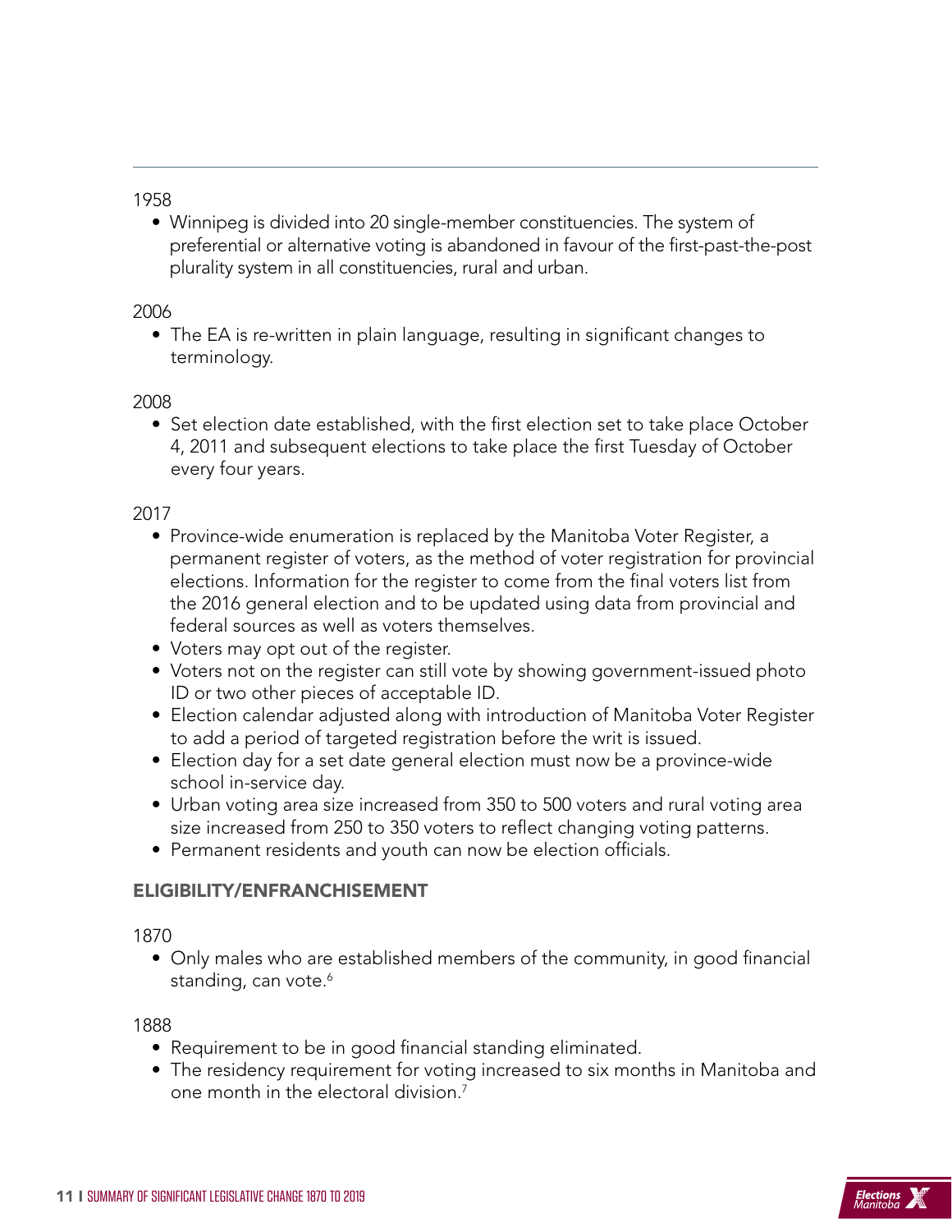1958

- Winnipeg is divided into 20 single-member constituencies. The system of preferential or alternative voting is abandoned in favour of the first-past-the-post plurality system in all constituencies, rural and urban.

2006

- The EA is re-written in plain language, resulting in significant changes to terminology.

2008

- Set election date established, with the first election set to take place October 4, 2011 and subsequent elections to take place the first Tuesday of October every four years.

2017

- Province-wide enumeration is replaced by the Manitoba Voter Register, a permanent register of voters, as the method of voter registration for provincial elections. Information for the register to come from the final voters list from the 2016 general election and to be updated using data from provincial and federal sources as well as voters themselves.
- Voters may opt out of the register.
- Voters not on the register can still vote by showing government-issued photo ID or two other pieces of acceptable ID.
- Election calendar adjusted along with introduction of Manitoba Voter Register to add a period of targeted registration before the writ is issued.
- Election day for a set date general election must now be a province-wide school in-service day.
- Urban voting area size increased from 350 to 500 voters and rural voting area size increased from 250 to 350 voters to reflect changing voting patterns.
- Permanent residents and youth can now be election officials.

## ELIGIBILITY/ENFRANCHISEMENT

1870

- Only males who are established members of the community, in good financial standing, can vote.[6]

1888

- Requirement to be in good financial standing eliminated.
- The residency requirement for voting increased to six months in Manitoba and one month in the electoral division.[7]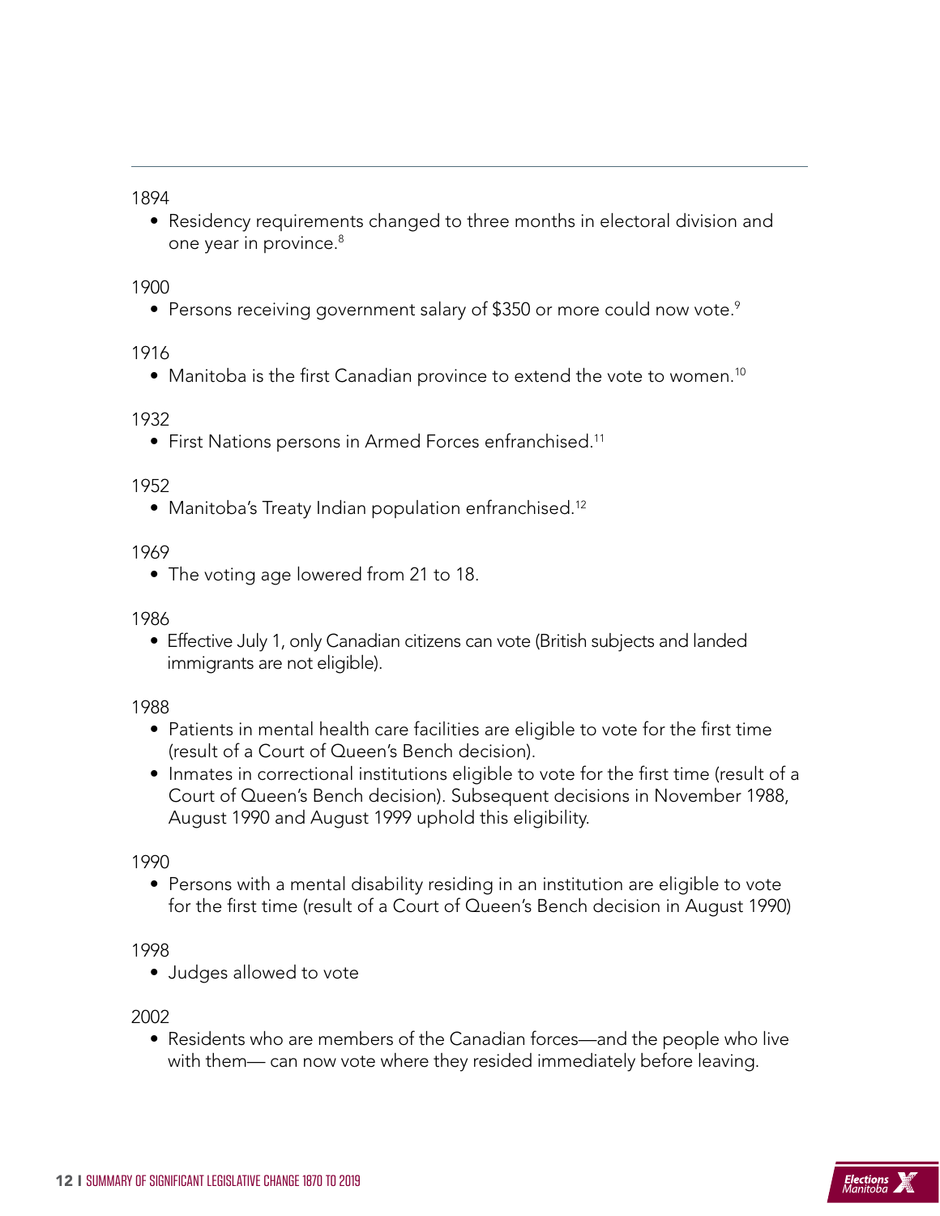1894

- Residency requirements changed to three months in electoral division and one year in province.[8]

1900

- Persons receiving government salary of $350 or more could now vote.[9]

1916

- Manitoba is the first Canadian province to extend the vote to women.[10]

1932

- First Nations persons in Armed Forces enfranchised.[11]

1952

- Manitoba's Treaty Indian population enfranchised.[12]

1969

- The voting age lowered from 21 to 18.

1986

- Effective July 1, only Canadian citizens can vote (British subjects and landed immigrants are not eligible).

1988

- Patients in mental health care facilities are eligible to vote for the first time (result of a Court of Queen's Bench decision).
- Inmates in correctional institutions eligible to vote for the first time (result of a Court of Queen's Bench decision). Subsequent decisions in November 1988, August 1990 and August 1999 uphold this eligibility.

1990

- Persons with a mental disability residing in an institution are eligible to vote for the first time (result of a Court of Queen's Bench decision in August 1990)

1998

- Judges allowed to vote

2002

- Residents who are members of the Canadian forces—and the people who live with them— can now vote where they resided immediately before leaving.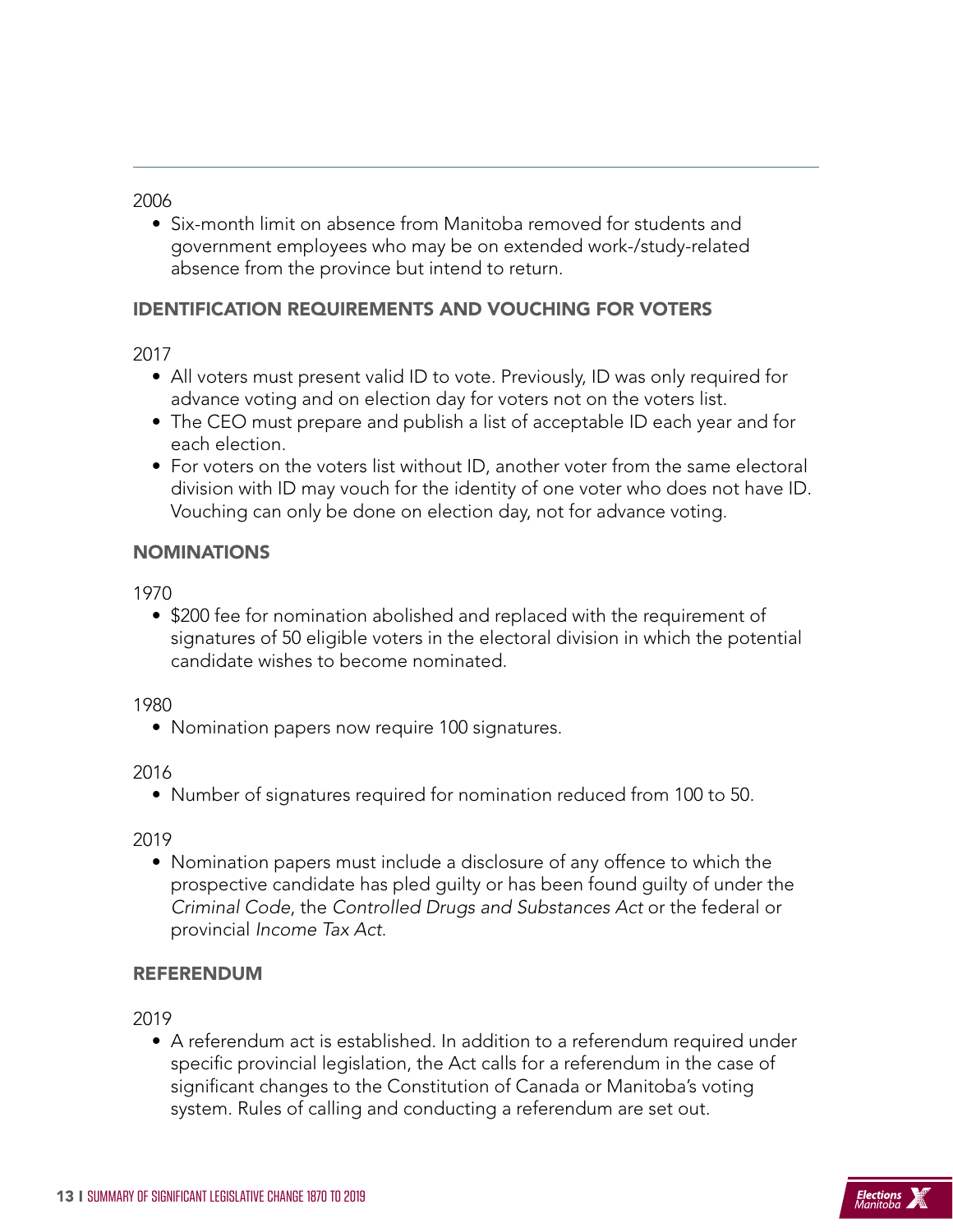2006

- Six-month limit on absence from Manitoba removed for students and government employees who may be on extended work-/study-related absence from the province but intend to return.

## IDENTIFICATION REQUIREMENTS AND VOUCHING FOR VOTERS

2017

- All voters must present valid ID to vote. Previously, ID was only required for advance voting and on election day for voters not on the voters list.
- The CEO must prepare and publish a list of acceptable ID each year and for each election.
- For voters on the voters list without ID, another voter from the same electoral division with ID may vouch for the identity of one voter who does not have ID. Vouching can only be done on election day, not for advance voting.

## NOMINATIONS

1970

- $200 fee for nomination abolished and replaced with the requirement of signatures of 50 eligible voters in the electoral division in which the potential candidate wishes to become nominated.

1980

- Nomination papers now require 100 signatures.

2016

- Number of signatures required for nomination reduced from 100 to 50.

2019

- Nomination papers must include a disclosure of any offence to which the prospective candidate has pled guilty or has been found guilty of under the *Criminal Code*, the *Controlled Drugs and Substances Act* or the federal or provincial *Income Tax Act*.

## REFERENDUM

2019

- A referendum act is established. In addition to a referendum required under specific provincial legislation, the Act calls for a referendum in the case of significant changes to the Constitution of Canada or Manitoba's voting system. Rules of calling and conducting a referendum are set out.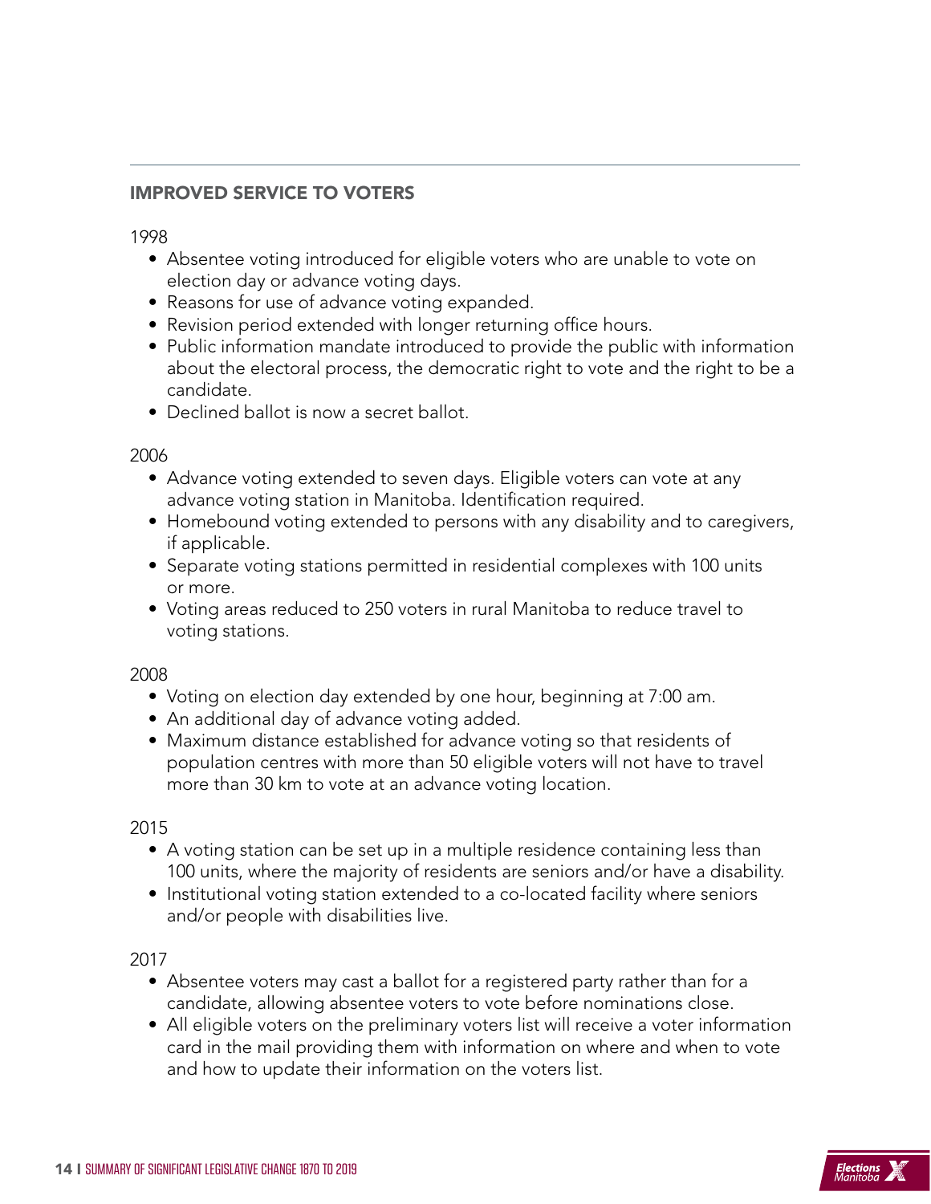## IMPROVED SERVICE TO VOTERS

1998

- Absentee voting introduced for eligible voters who are unable to vote on election day or advance voting days.
- Reasons for use of advance voting expanded.
- Revision period extended with longer returning office hours.
- Public information mandate introduced to provide the public with information about the electoral process, the democratic right to vote and the right to be a candidate.
- Declined ballot is now a secret ballot.

2006

- Advance voting extended to seven days. Eligible voters can vote at any advance voting station in Manitoba. Identification required.
- Homebound voting extended to persons with any disability and to caregivers, if applicable.
- Separate voting stations permitted in residential complexes with 100 units or more.
- Voting areas reduced to 250 voters in rural Manitoba to reduce travel to voting stations.

2008

- Voting on election day extended by one hour, beginning at 7:00 am.
- An additional day of advance voting added.
- Maximum distance established for advance voting so that residents of population centres with more than 50 eligible voters will not have to travel more than 30 km to vote at an advance voting location.

2015

- A voting station can be set up in a multiple residence containing less than 100 units, where the majority of residents are seniors and/or have a disability.
- Institutional voting station extended to a co-located facility where seniors and/or people with disabilities live.

2017

- Absentee voters may cast a ballot for a registered party rather than for a candidate, allowing absentee voters to vote before nominations close.
- All eligible voters on the preliminary voters list will receive a voter information card in the mail providing them with information on where and when to vote and how to update their information on the voters list.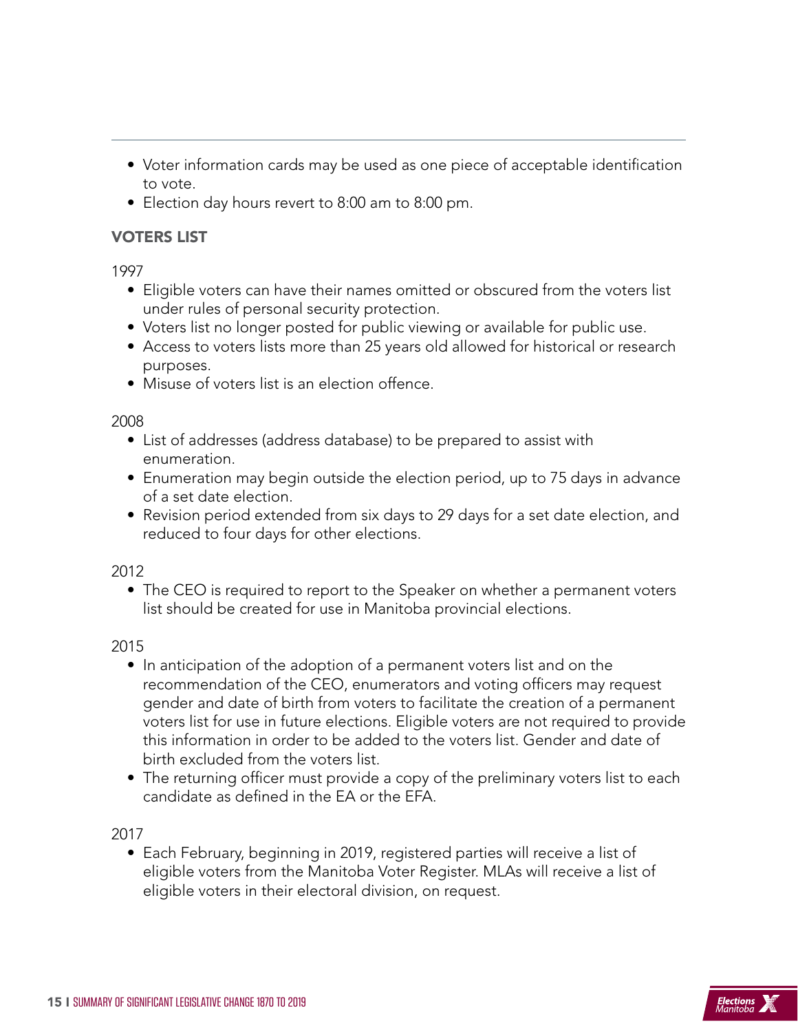- Voter information cards may be used as one piece of acceptable identification to vote.
- Election day hours revert to 8:00 am to 8:00 pm.

### VOTERS LIST

1997

- Eligible voters can have their names omitted or obscured from the voters list under rules of personal security protection.
- Voters list no longer posted for public viewing or available for public use.
- Access to voters lists more than 25 years old allowed for historical or research purposes.
- Misuse of voters list is an election offence.

2008

- List of addresses (address database) to be prepared to assist with enumeration.
- Enumeration may begin outside the election period, up to 75 days in advance of a set date election.
- Revision period extended from six days to 29 days for a set date election, and reduced to four days for other elections.

2012

- The CEO is required to report to the Speaker on whether a permanent voters list should be created for use in Manitoba provincial elections.

2015

- In anticipation of the adoption of a permanent voters list and on the recommendation of the CEO, enumerators and voting officers may request gender and date of birth from voters to facilitate the creation of a permanent voters list for use in future elections. Eligible voters are not required to provide this information in order to be added to the voters list. Gender and date of birth excluded from the voters list.
- The returning officer must provide a copy of the preliminary voters list to each candidate as defined in the EA or the EFA.

2017

- Each February, beginning in 2019, registered parties will receive a list of eligible voters from the Manitoba Voter Register. MLAs will receive a list of eligible voters in their electoral division, on request.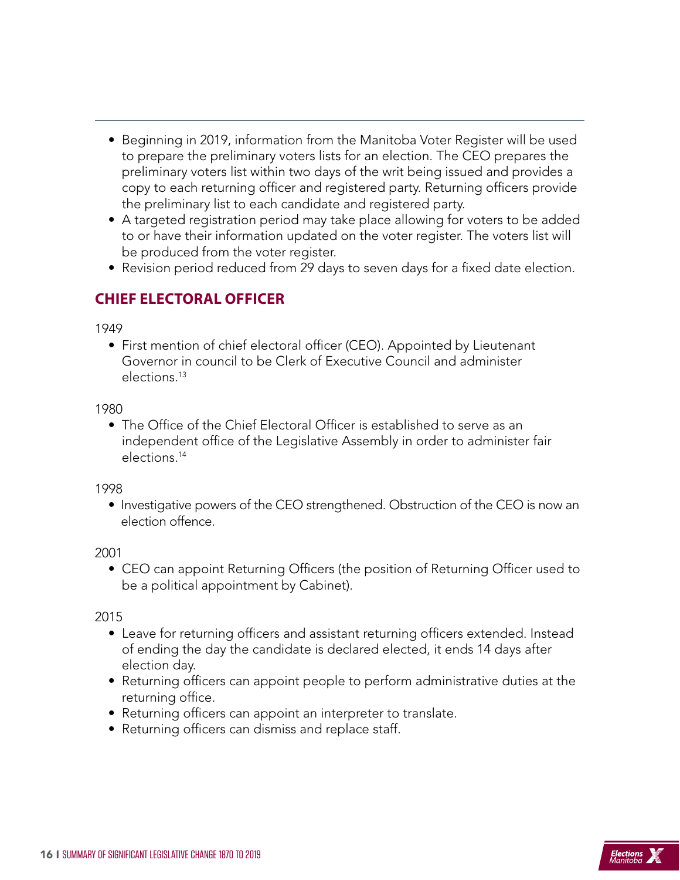- Beginning in 2019, information from the Manitoba Voter Register will be used to prepare the preliminary voters lists for an election. The CEO prepares the preliminary voters list within two days of the writ being issued and provides a copy to each returning officer and registered party. Returning officers provide the preliminary list to each candidate and registered party.
- A targeted registration period may take place allowing for voters to be added to or have their information updated on the voter register. The voters list will be produced from the voter register.
- Revision period reduced from 29 days to seven days for a fixed date election.

## CHIEF ELECTORAL OFFICER

1949

- First mention of chief electoral officer (CEO). Appointed by Lieutenant Governor in council to be Clerk of Executive Council and administer elections.[13]

1980

- The Office of the Chief Electoral Officer is established to serve as an independent office of the Legislative Assembly in order to administer fair elections.[14]

1998

- Investigative powers of the CEO strengthened. Obstruction of the CEO is now an election offence.

2001

- CEO can appoint Returning Officers (the position of Returning Officer used to be a political appointment by Cabinet).

2015

- Leave for returning officers and assistant returning officers extended. Instead of ending the day the candidate is declared elected, it ends 14 days after election day.
- Returning officers can appoint people to perform administrative duties at the returning office.
- Returning officers can appoint an interpreter to translate.
- Returning officers can dismiss and replace staff.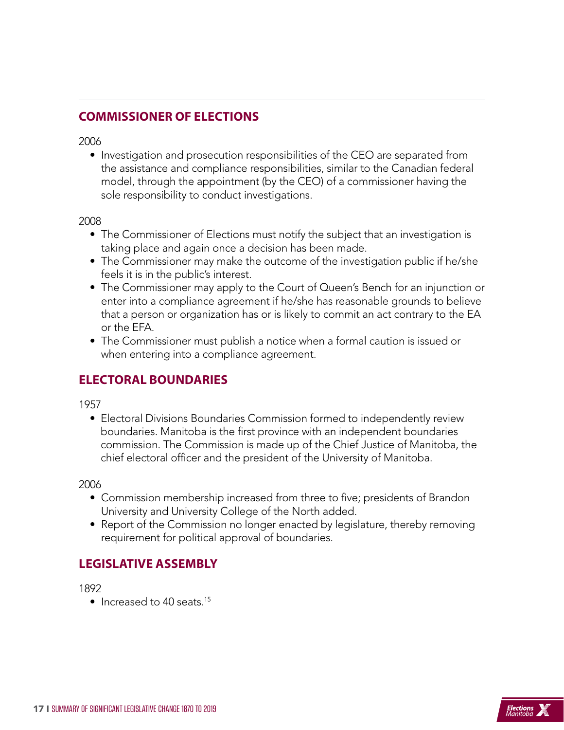## COMMISSIONER OF ELECTIONS

2006

- Investigation and prosecution responsibilities of the CEO are separated from the assistance and compliance responsibilities, similar to the Canadian federal model, through the appointment (by the CEO) of a commissioner having the sole responsibility to conduct investigations.

2008

- The Commissioner of Elections must notify the subject that an investigation is taking place and again once a decision has been made.
- The Commissioner may make the outcome of the investigation public if he/she feels it is in the public's interest.
- The Commissioner may apply to the Court of Queen's Bench for an injunction or enter into a compliance agreement if he/she has reasonable grounds to believe that a person or organization has or is likely to commit an act contrary to the EA or the EFA.
- The Commissioner must publish a notice when a formal caution is issued or when entering into a compliance agreement.

## ELECTORAL BOUNDARIES

1957

- Electoral Divisions Boundaries Commission formed to independently review boundaries. Manitoba is the first province with an independent boundaries commission. The Commission is made up of the Chief Justice of Manitoba, the chief electoral officer and the president of the University of Manitoba.

2006

- Commission membership increased from three to five; presidents of Brandon University and University College of the North added.
- Report of the Commission no longer enacted by legislature, thereby removing requirement for political approval of boundaries.

## LEGISLATIVE ASSEMBLY

1892

- Increased to 40 seats.[15]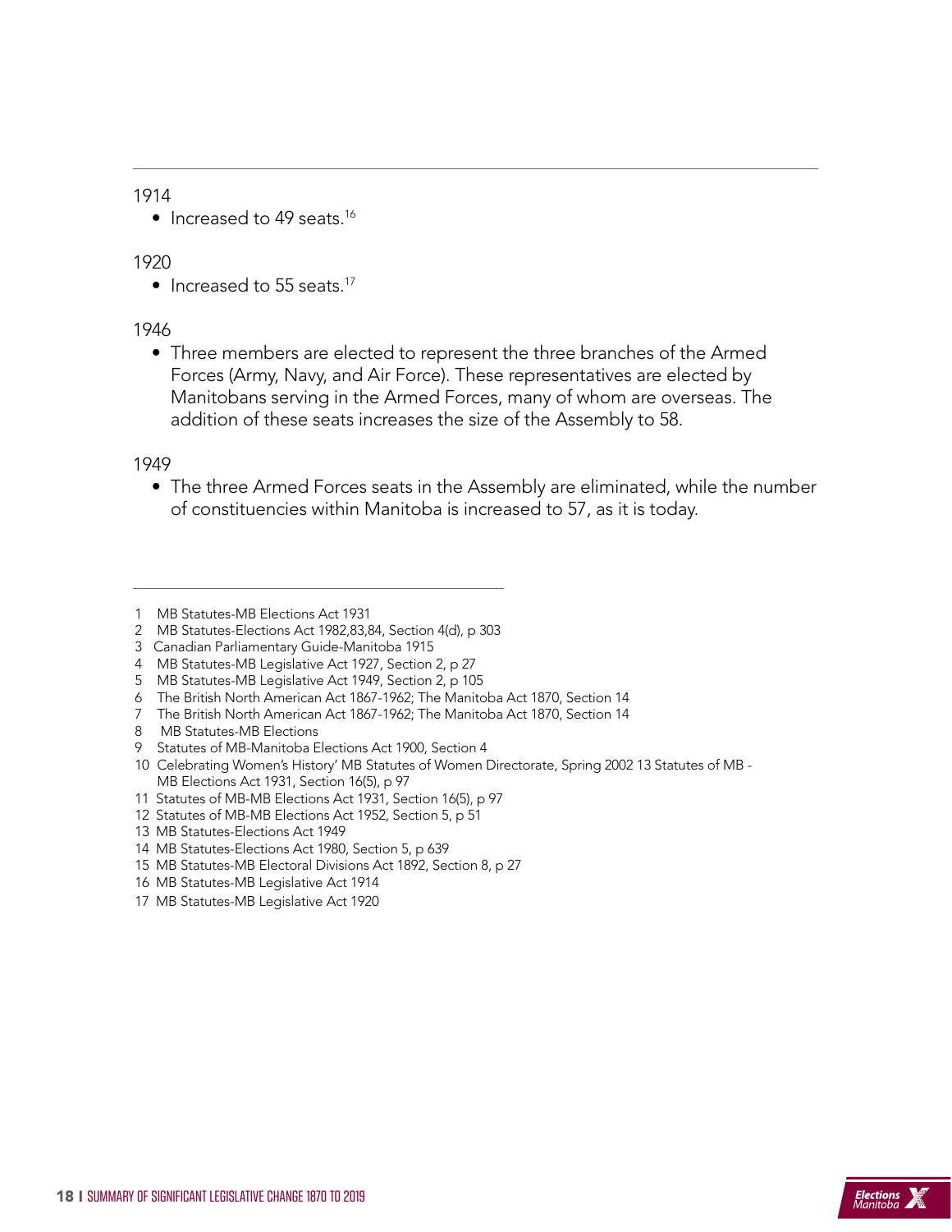1914

- Increased to 49 seats.[16]

1920

- Increased to 55 seats.[17]

1946

- Three members are elected to represent the three branches of the Armed Forces (Army, Navy, and Air Force). These representatives are elected by Manitobans serving in the Armed Forces, many of whom are overseas. The addition of these seats increases the size of the Assembly to 58.

1949

- The three Armed Forces seats in the Assembly are eliminated, while the number of constituencies within Manitoba is increased to 57, as it is today.

---

1 MB Statutes-MB Elections Act 1931
2 MB Statutes-Elections Act 1982,83,84, Section 4(d), p 303
3 Canadian Parliamentary Guide-Manitoba 1915
4 MB Statutes-MB Legislative Act 1927, Section 2, p 27
5 MB Statutes-MB Legislative Act 1949, Section 2, p 105
6 The British North American Act 1867-1962; The Manitoba Act 1870, Section 14
7 The British North American Act 1867-1962; The Manitoba Act 1870, Section 14
8 MB Statutes-MB Elections
9 Statutes of MB-Manitoba Elections Act 1900, Section 4
10 Celebrating Women's History' MB Statutes of Women Directorate, Spring 2002 13 Statutes of MB - MB Elections Act 1931, Section 16(5), p 97
11 Statutes of MB-MB Elections Act 1931, Section 16(5), p 97
12 Statutes of MB-MB Elections Act 1952, Section 5, p 51
13 MB Statutes-Elections Act 1949
14 MB Statutes-Elections Act 1980, Section 5, p 639
15 MB Statutes-MB Electoral Divisions Act 1892, Section 8, p 27
16 MB Statutes-MB Legislative Act 1914
17 MB Statutes-MB Legislative Act 1920